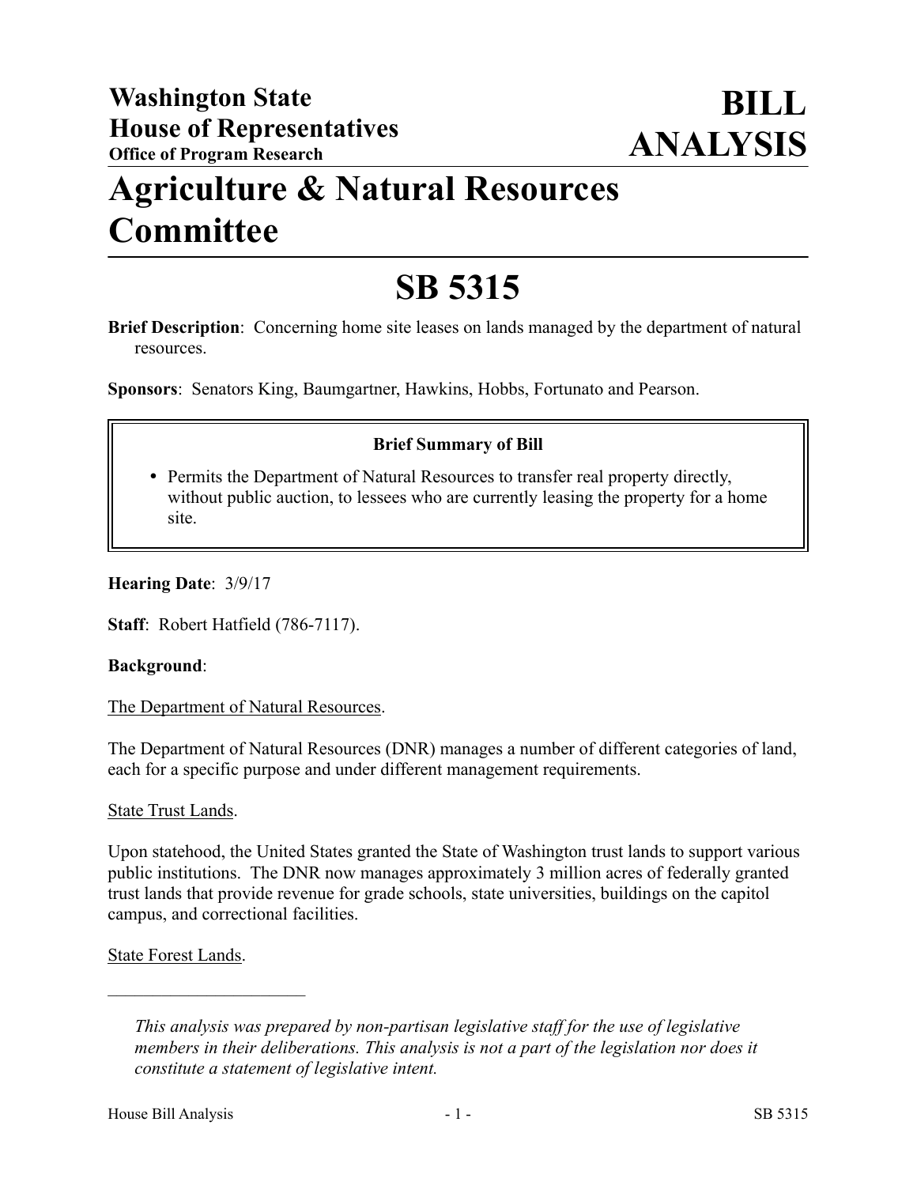# Washington State House of Representatives
**Office of Program Research**

# BILL ANALYSIS

# Agriculture & Natural Resources Committee

# SB 5315

**Brief Description**: Concerning home site leases on lands managed by the department of natural resources.

**Sponsors**: Senators King, Baumgartner, Hawkins, Hobbs, Fortunato and Pearson.

**Brief Summary of Bill**

- Permits the Department of Natural Resources to transfer real property directly, without public auction, to lessees who are currently leasing the property for a home site.

**Hearing Date**: 3/9/17

**Staff**: Robert Hatfield (786-7117).

**Background**:

The Department of Natural Resources.

The Department of Natural Resources (DNR) manages a number of different categories of land, each for a specific purpose and under different management requirements.

State Trust Lands.

Upon statehood, the United States granted the State of Washington trust lands to support various public institutions. The DNR now manages approximately 3 million acres of federally granted trust lands that provide revenue for grade schools, state universities, buildings on the capitol campus, and correctional facilities.

State Forest Lands.

---

*This analysis was prepared by non-partisan legislative staff for the use of legislative members in their deliberations. This analysis is not a part of the legislation nor does it constitute a statement of legislative intent.*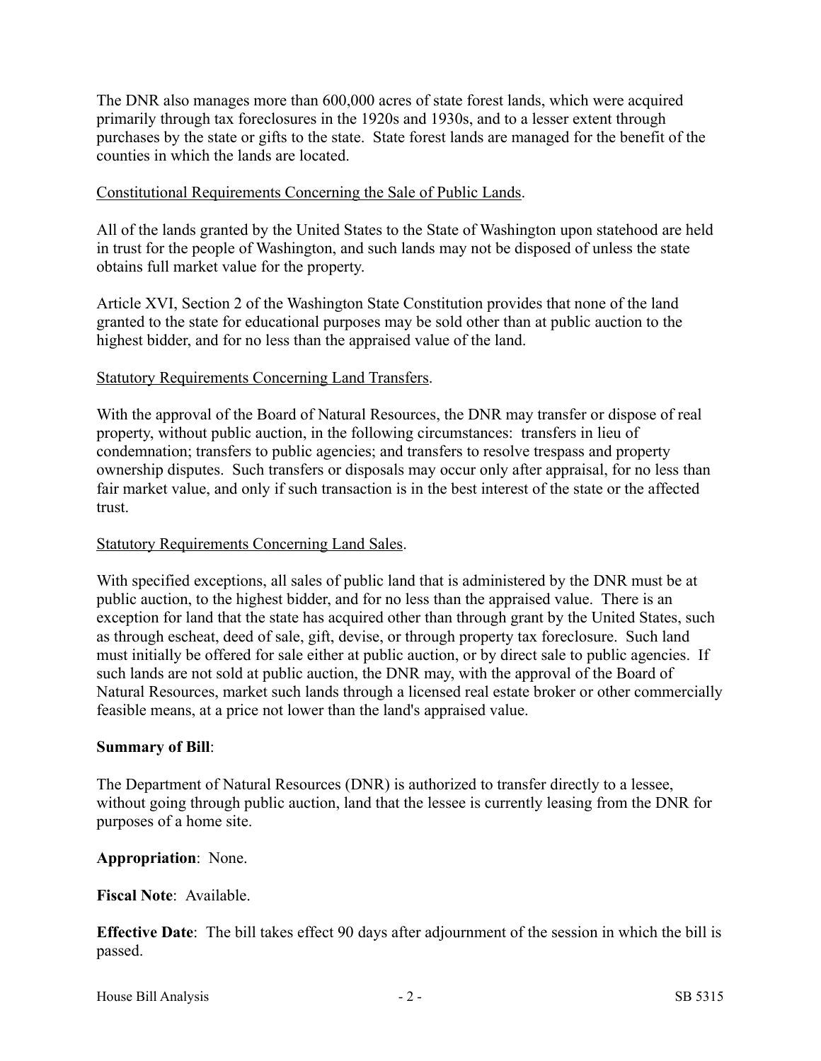The DNR also manages more than 600,000 acres of state forest lands, which were acquired primarily through tax foreclosures in the 1920s and 1930s, and to a lesser extent through purchases by the state or gifts to the state. State forest lands are managed for the benefit of the counties in which the lands are located.

Constitutional Requirements Concerning the Sale of Public Lands.

All of the lands granted by the United States to the State of Washington upon statehood are held in trust for the people of Washington, and such lands may not be disposed of unless the state obtains full market value for the property.

Article XVI, Section 2 of the Washington State Constitution provides that none of the land granted to the state for educational purposes may be sold other than at public auction to the highest bidder, and for no less than the appraised value of the land.

Statutory Requirements Concerning Land Transfers.

With the approval of the Board of Natural Resources, the DNR may transfer or dispose of real property, without public auction, in the following circumstances: transfers in lieu of condemnation; transfers to public agencies; and transfers to resolve trespass and property ownership disputes. Such transfers or disposals may occur only after appraisal, for no less than fair market value, and only if such transaction is in the best interest of the state or the affected trust.

Statutory Requirements Concerning Land Sales.

With specified exceptions, all sales of public land that is administered by the DNR must be at public auction, to the highest bidder, and for no less than the appraised value. There is an exception for land that the state has acquired other than through grant by the United States, such as through escheat, deed of sale, gift, devise, or through property tax foreclosure. Such land must initially be offered for sale either at public auction, or by direct sale to public agencies. If such lands are not sold at public auction, the DNR may, with the approval of the Board of Natural Resources, market such lands through a licensed real estate broker or other commercially feasible means, at a price not lower than the land's appraised value.

**Summary of Bill**:

The Department of Natural Resources (DNR) is authorized to transfer directly to a lessee, without going through public auction, land that the lessee is currently leasing from the DNR for purposes of a home site.

**Appropriation**: None.

**Fiscal Note**: Available.

**Effective Date**: The bill takes effect 90 days after adjournment of the session in which the bill is passed.